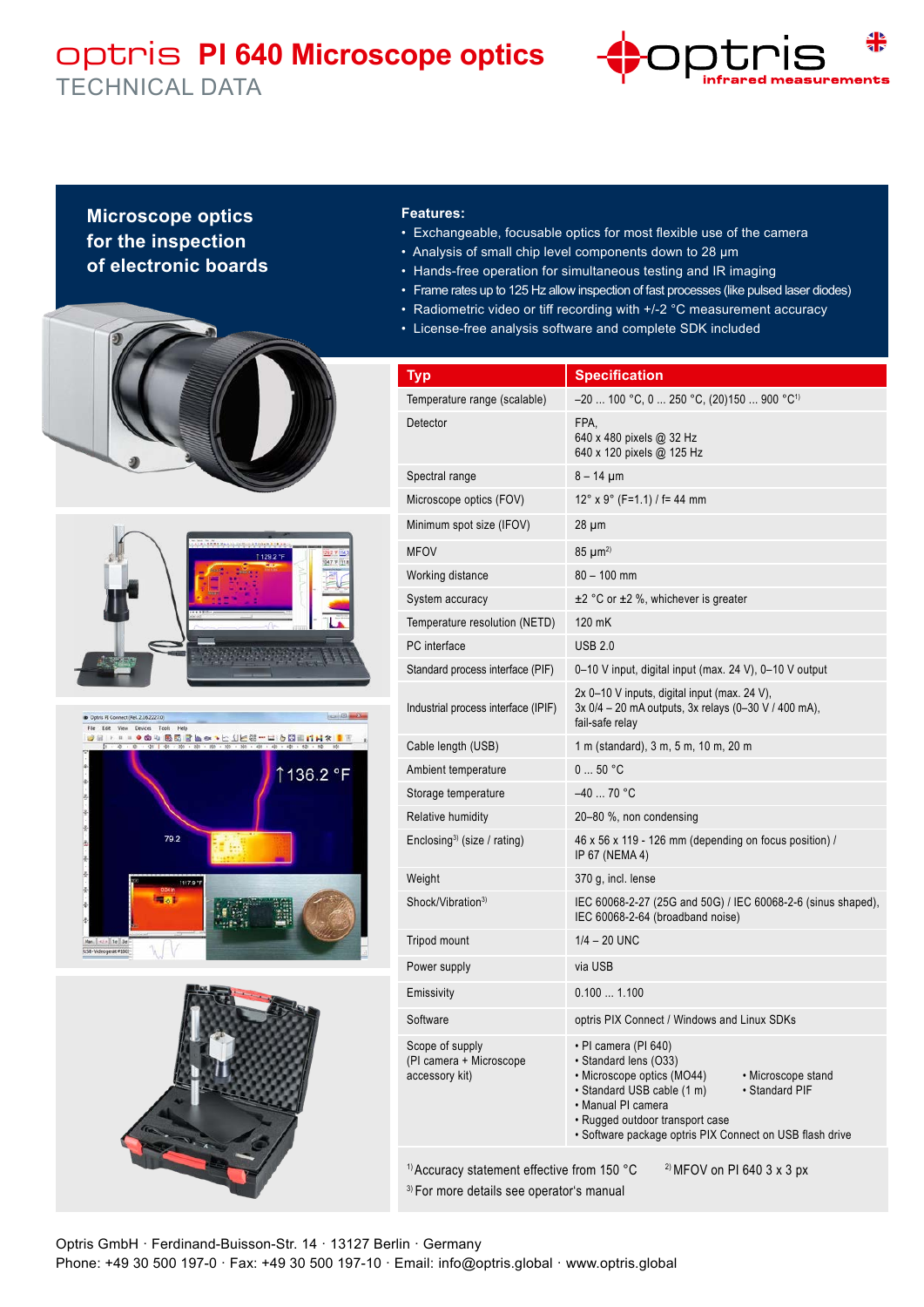# optris PI 640 Microscope optics

TECHNICAL DATA

## Microscope optics for the inspection of electronic boards

**Features:**

- Exchangeable, focusable optics for most flexible use of the camera
- Analysis of small chip level components down to 28 µm
- Hands-free operation for simultaneous testing and IR imaging
- Frame rates up to 125 Hz allow inspection of fast processes (like pulsed laser diodes)
- Radiometric video or tiff recording with +/-2 °C measurement accuracy
- License-free analysis software and complete SDK included

| Typ | Specification |
|---|---|
| Temperature range (scalable) | –20 ... 100 °C, 0 ... 250 °C, (20)150 ... 900 °C[1] |
| Detector | FPA, 640 x 480 pixels @ 32 Hz, 640 x 120 pixels @ 125 Hz |
| Spectral range | 8 – 14 µm |
| Microscope optics (FOV) | 12° x 9° (F=1.1) / f= 44 mm |
| Minimum spot size (IFOV) | 28 µm |
| MFOV | 85 µm[2] |
| Working distance | 80 – 100 mm |
| System accuracy | ±2 °C or ±2 %, whichever is greater |
| Temperature resolution (NETD) | 120 mK |
| PC interface | USB 2.0 |
| Standard process interface (PIF) | 0–10 V input, digital input (max. 24 V), 0–10 V output |
| Industrial process interface (IPIF) | 2x 0–10 V inputs, digital input (max. 24 V), 3x 0/4 – 20 mA outputs, 3x relays (0–30 V / 400 mA), fail-safe relay |
| Cable length (USB) | 1 m (standard), 3 m, 5 m, 10 m, 20 m |
| Ambient temperature | 0 ... 50 °C |
| Storage temperature | –40 ... 70 °C |
| Relative humidity | 20–80 %, non condensing |
| Enclosing[3] (size / rating) | 46 x 56 x 119 - 126 mm (depending on focus position) / IP 67 (NEMA 4) |
| Weight | 370 g, incl. lense |
| Shock/Vibration[3] | IEC 60068-2-27 (25G and 50G) / IEC 60068-2-6 (sinus shaped), IEC 60068-2-64 (broadband noise) |
| Tripod mount | 1/4 – 20 UNC |
| Power supply | via USB |
| Emissivity | 0.100 ... 1.100 |
| Software | optris PIX Connect / Windows and Linux SDKs |
| Scope of supply (PI camera + Microscope accessory kit) | • PI camera (PI 640) • Standard lens (O33) • Microscope optics (MO44) • Microscope stand • Standard USB cable (1 m) • Standard PIF • Manual PI camera • Rugged outdoor transport case • Software package optris PIX Connect on USB flash drive |

[1] Accuracy statement effective from 150 °C [2] MFOV on PI 640 3 x 3 px
[3] For more details see operator's manual

Optris GmbH · Ferdinand-Buisson-Str. 14 · 13127 Berlin · Germany
Phone: +49 30 500 197-0 · Fax: +49 30 500 197-10 · Email: info@optris.global · www.optris.global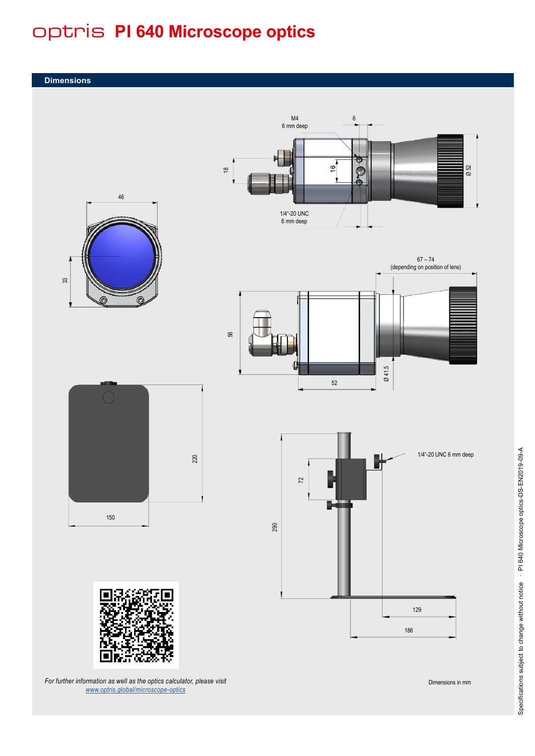# optris PI 640 Microscope optics

## Dimensions

M4
6 mm deep

6

18

16

Ø 52

1/4"-20 UNC
6 mm deep

46

33

67 – 74
(depending on position of lens)

56

Ø 41.5

52

220

150

72

1/4"-20 UNC 6 mm deep

290

129

186

*For further information as well as the optics calculator, please visit*
*[www.optris.global/microscope-optics](www.optris.global/microscope-optics)*

Dimensions in mm

Specifications subject to change without notice · PI 640 Microscope optics-DS-EN2019-09-A